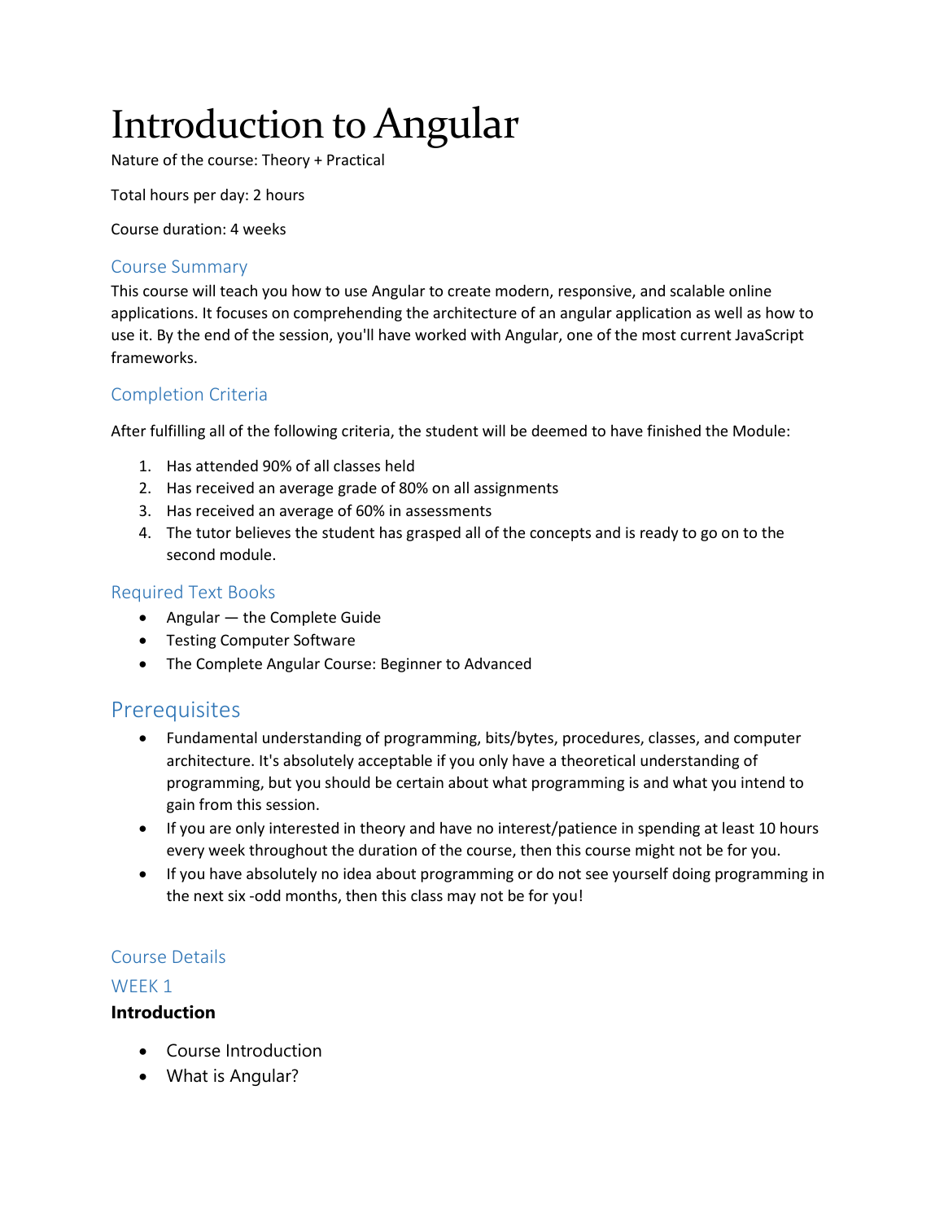# Introduction to Angular

Nature of the course: Theory + Practical

Total hours per day: 2 hours

Course duration: 4 weeks

## Course Summary

This course will teach you how to use Angular to create modern, responsive, and scalable online applications. It focuses on comprehending the architecture of an angular application as well as how to use it. By the end of the session, you'll have worked with Angular, one of the most current JavaScript frameworks.

## Completion Criteria

After fulfilling all of the following criteria, the student will be deemed to have finished the Module:

1. Has attended 90% of all classes held
2. Has received an average grade of 80% on all assignments
3. Has received an average of 60% in assessments
4. The tutor believes the student has grasped all of the concepts and is ready to go on to the second module.

## Required Text Books

- Angular — the Complete Guide
- Testing Computer Software
- The Complete Angular Course: Beginner to Advanced

# Prerequisites

- Fundamental understanding of programming, bits/bytes, procedures, classes, and computer architecture. It's absolutely acceptable if you only have a theoretical understanding of programming, but you should be certain about what programming is and what you intend to gain from this session.
- If you are only interested in theory and have no interest/patience in spending at least 10 hours every week throughout the duration of the course, then this course might not be for you.
- If you have absolutely no idea about programming or do not see yourself doing programming in the next six -odd months, then this class may not be for you!

## Course Details

## WEEK 1

**Introduction**

- Course Introduction
- What is Angular?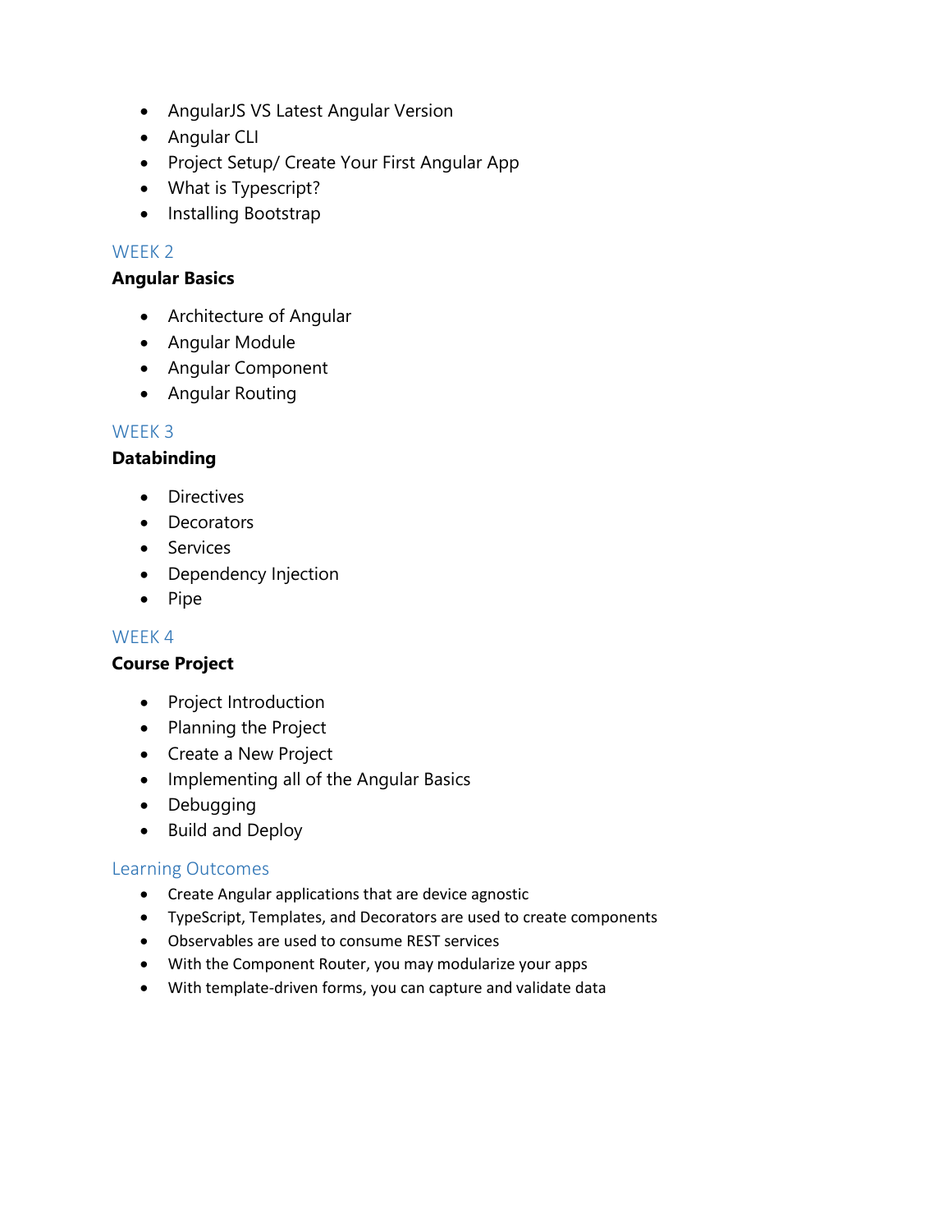- AngularJS VS Latest Angular Version
- Angular CLI
- Project Setup/ Create Your First Angular App
- What is Typescript?
- Installing Bootstrap

## WEEK 2

**Angular Basics**

- Architecture of Angular
- Angular Module
- Angular Component
- Angular Routing

## WEEK 3

**Databinding**

- Directives
- Decorators
- Services
- Dependency Injection
- Pipe

## WEEK 4

**Course Project**

- Project Introduction
- Planning the Project
- Create a New Project
- Implementing all of the Angular Basics
- Debugging
- Build and Deploy

## Learning Outcomes

- Create Angular applications that are device agnostic
- TypeScript, Templates, and Decorators are used to create components
- Observables are used to consume REST services
- With the Component Router, you may modularize your apps
- With template-driven forms, you can capture and validate data